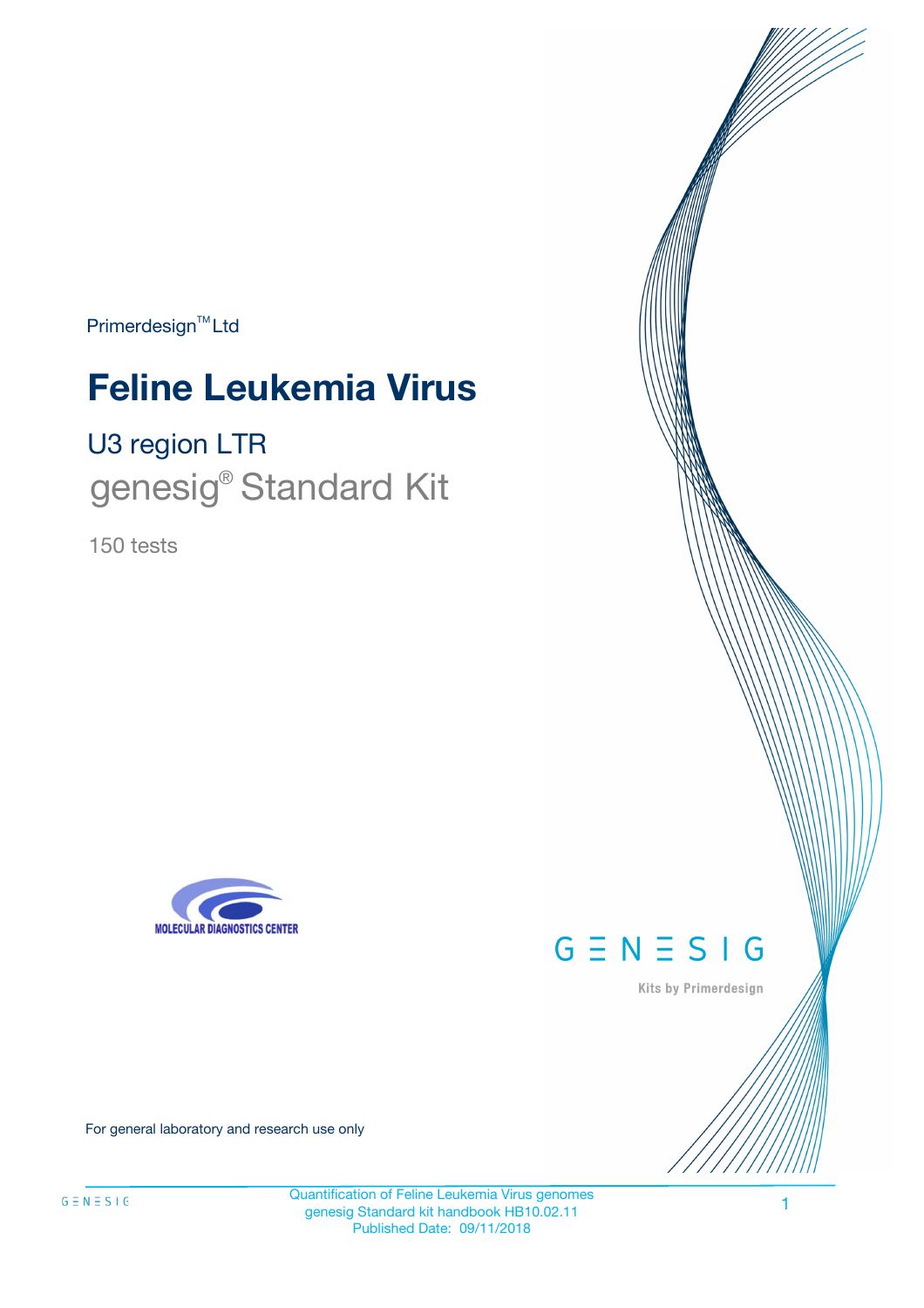Primerdesign™ Ltd

# Feline Leukemia Virus

## U3 region LTR

## genesig® Standard Kit

150 tests

MOLECULAR DIAGNOSTICS CENTER

GENESIG

Kits by Primerdesign

For general laboratory and research use only

Quantification of Feline Leukemia Virus genomes
genesig Standard kit handbook HB10.02.11
Published Date: 09/11/2018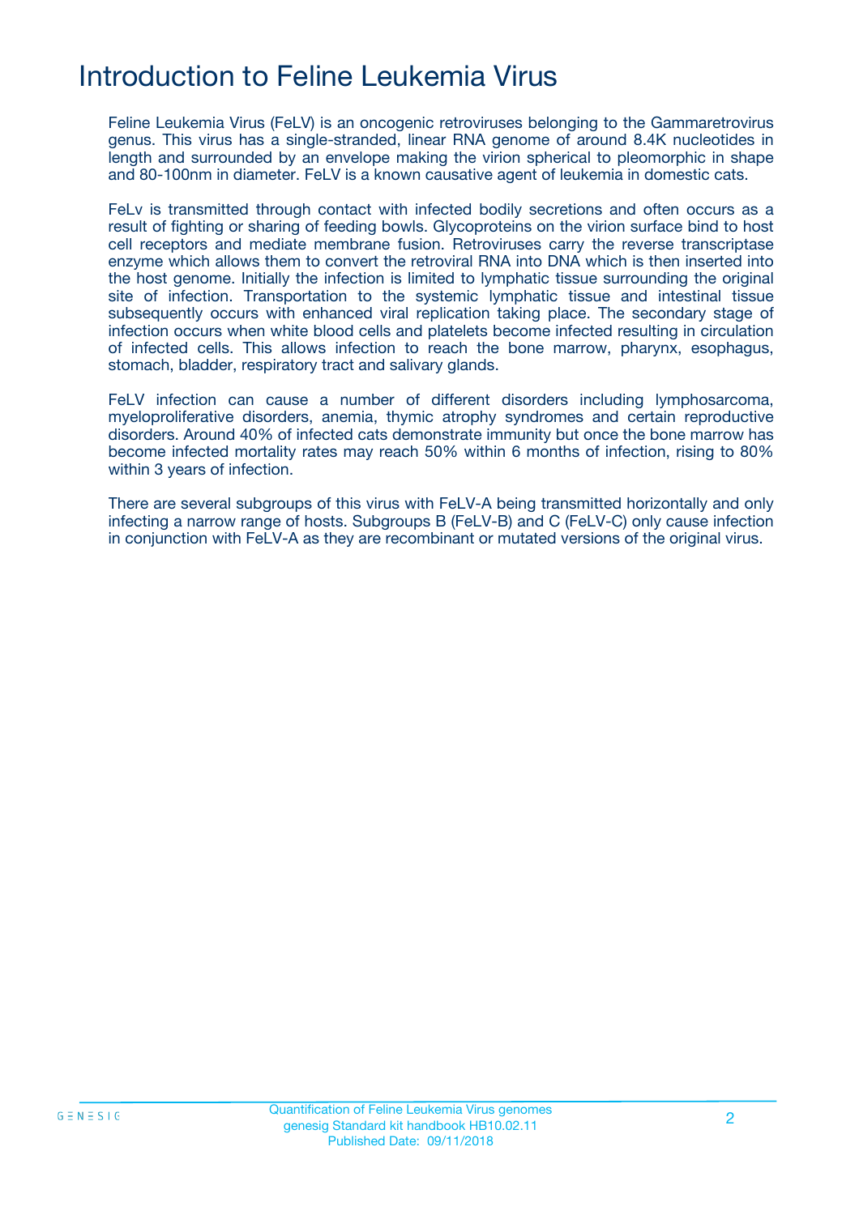# Introduction to Feline Leukemia Virus

Feline Leukemia Virus (FeLV) is an oncogenic retroviruses belonging to the Gammaretrovirus genus. This virus has a single-stranded, linear RNA genome of around 8.4K nucleotides in length and surrounded by an envelope making the virion spherical to pleomorphic in shape and 80-100nm in diameter. FeLV is a known causative agent of leukemia in domestic cats.

FeLv is transmitted through contact with infected bodily secretions and often occurs as a result of fighting or sharing of feeding bowls. Glycoproteins on the virion surface bind to host cell receptors and mediate membrane fusion. Retroviruses carry the reverse transcriptase enzyme which allows them to convert the retroviral RNA into DNA which is then inserted into the host genome. Initially the infection is limited to lymphatic tissue surrounding the original site of infection. Transportation to the systemic lymphatic tissue and intestinal tissue subsequently occurs with enhanced viral replication taking place. The secondary stage of infection occurs when white blood cells and platelets become infected resulting in circulation of infected cells. This allows infection to reach the bone marrow, pharynx, esophagus, stomach, bladder, respiratory tract and salivary glands.

FeLV infection can cause a number of different disorders including lymphosarcoma, myeloproliferative disorders, anemia, thymic atrophy syndromes and certain reproductive disorders. Around 40% of infected cats demonstrate immunity but once the bone marrow has become infected mortality rates may reach 50% within 6 months of infection, rising to 80% within 3 years of infection.

There are several subgroups of this virus with FeLV-A being transmitted horizontally and only infecting a narrow range of hosts. Subgroups B (FeLV-B) and C (FeLV-C) only cause infection in conjunction with FeLV-A as they are recombinant or mutated versions of the original virus.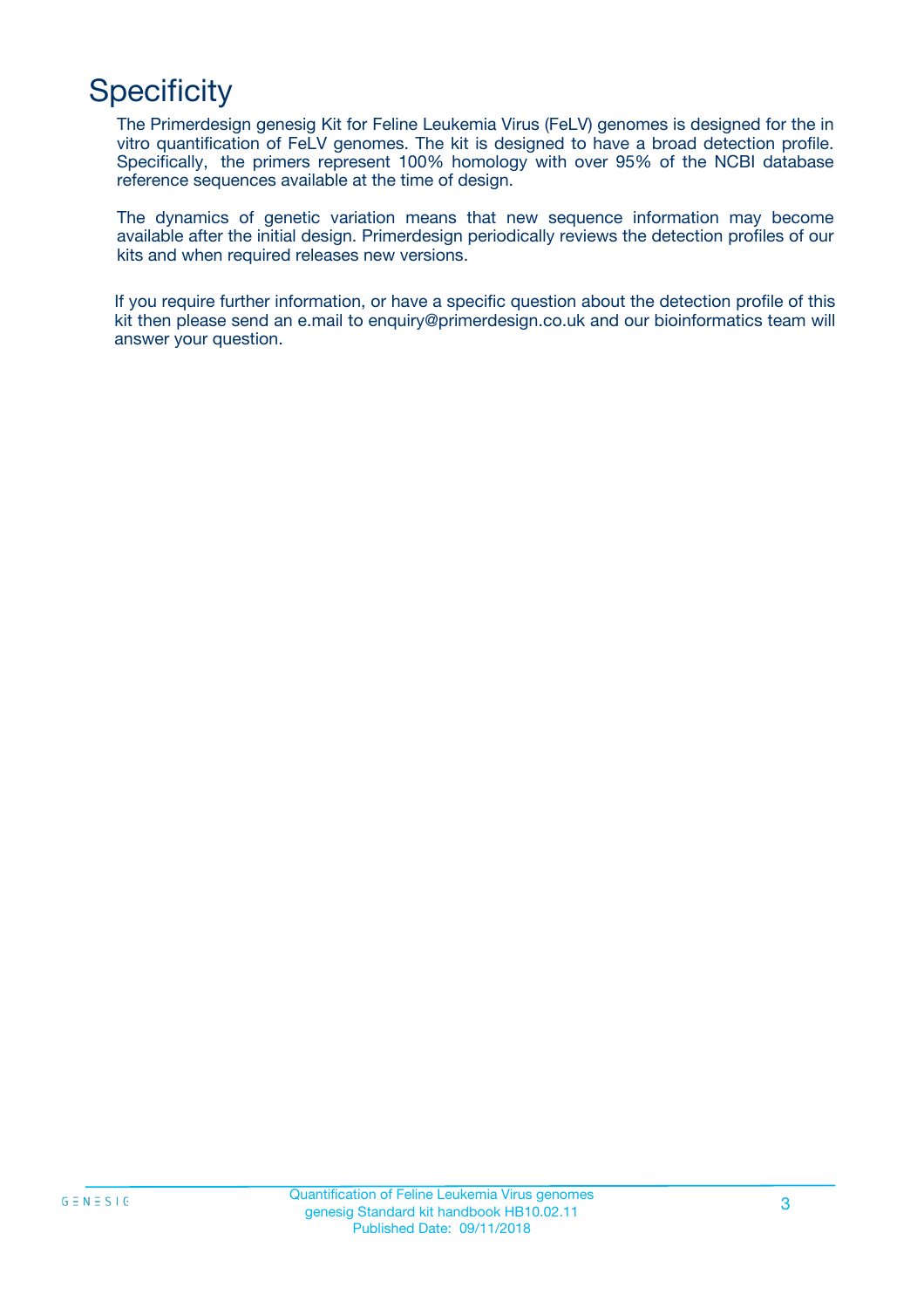# Specificity

The Primerdesign genesig Kit for Feline Leukemia Virus (FeLV) genomes is designed for the in vitro quantification of FeLV genomes. The kit is designed to have a broad detection profile. Specifically, the primers represent 100% homology with over 95% of the NCBI database reference sequences available at the time of design.

The dynamics of genetic variation means that new sequence information may become available after the initial design. Primerdesign periodically reviews the detection profiles of our kits and when required releases new versions.

If you require further information, or have a specific question about the detection profile of this kit then please send an e.mail to enquiry@primerdesign.co.uk and our bioinformatics team will answer your question.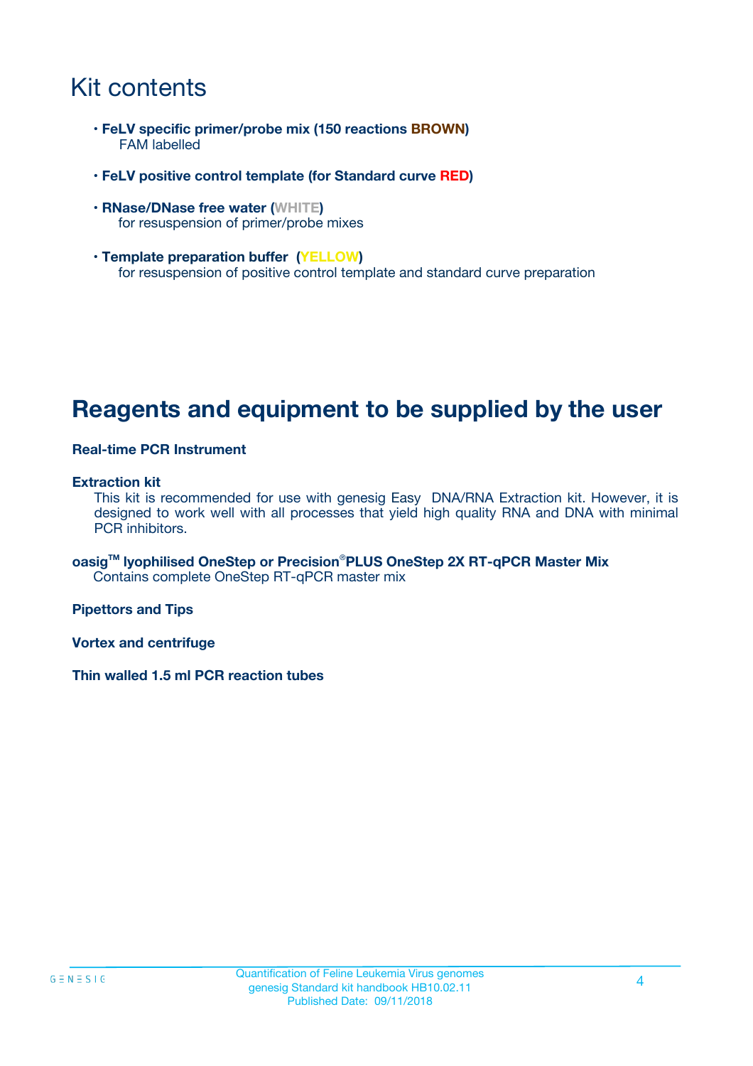# Kit contents

- **FeLV specific primer/probe mix (150 reactions BROWN)**
  FAM labelled

- **FeLV positive control template (for Standard curve RED)**

- **RNase/DNase free water (WHITE)**
  for resuspension of primer/probe mixes

- **Template preparation buffer (YELLOW)**
  for resuspension of positive control template and standard curve preparation

# Reagents and equipment to be supplied by the user

**Real-time PCR Instrument**

**Extraction kit**
This kit is recommended for use with genesig Easy DNA/RNA Extraction kit. However, it is designed to work well with all processes that yield high quality RNA and DNA with minimal PCR inhibitors.

**oasig™ lyophilised OneStep or Precision®PLUS OneStep 2X RT-qPCR Master Mix**
Contains complete OneStep RT-qPCR master mix

**Pipettors and Tips**

**Vortex and centrifuge**

**Thin walled 1.5 ml PCR reaction tubes**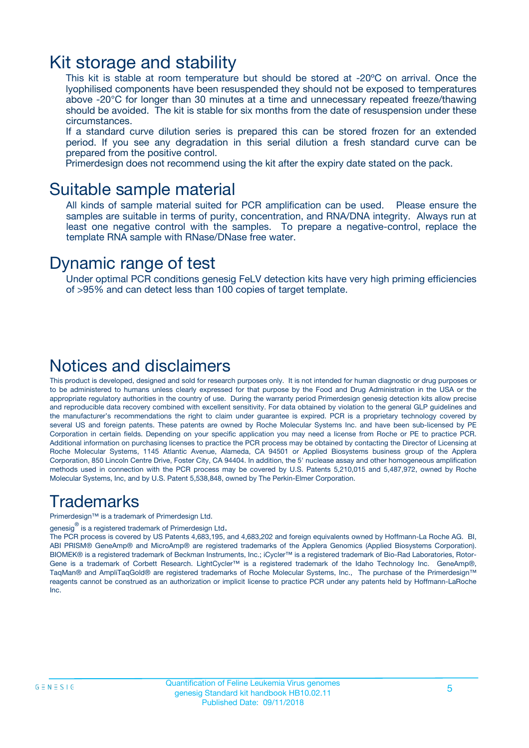# Kit storage and stability

This kit is stable at room temperature but should be stored at -20ºC on arrival. Once the lyophilised components have been resuspended they should not be exposed to temperatures above -20°C for longer than 30 minutes at a time and unnecessary repeated freeze/thawing should be avoided. The kit is stable for six months from the date of resuspension under these circumstances.

If a standard curve dilution series is prepared this can be stored frozen for an extended period. If you see any degradation in this serial dilution a fresh standard curve can be prepared from the positive control.

Primerdesign does not recommend using the kit after the expiry date stated on the pack.

# Suitable sample material

All kinds of sample material suited for PCR amplification can be used. Please ensure the samples are suitable in terms of purity, concentration, and RNA/DNA integrity. Always run at least one negative control with the samples. To prepare a negative-control, replace the template RNA sample with RNase/DNase free water.

# Dynamic range of test

Under optimal PCR conditions genesig FeLV detection kits have very high priming efficiencies of >95% and can detect less than 100 copies of target template.

# Notices and disclaimers

This product is developed, designed and sold for research purposes only. It is not intended for human diagnostic or drug purposes or to be administered to humans unless clearly expressed for that purpose by the Food and Drug Administration in the USA or the appropriate regulatory authorities in the country of use. During the warranty period Primerdesign genesig detection kits allow precise and reproducible data recovery combined with excellent sensitivity. For data obtained by violation to the general GLP guidelines and the manufacturer's recommendations the right to claim under guarantee is expired. PCR is a proprietary technology covered by several US and foreign patents. These patents are owned by Roche Molecular Systems Inc. and have been sub-licensed by PE Corporation in certain fields. Depending on your specific application you may need a license from Roche or PE to practice PCR. Additional information on purchasing licenses to practice the PCR process may be obtained by contacting the Director of Licensing at Roche Molecular Systems, 1145 Atlantic Avenue, Alameda, CA 94501 or Applied Biosystems business group of the Applera Corporation, 850 Lincoln Centre Drive, Foster City, CA 94404. In addition, the 5' nuclease assay and other homogeneous amplification methods used in connection with the PCR process may be covered by U.S. Patents 5,210,015 and 5,487,972, owned by Roche Molecular Systems, Inc, and by U.S. Patent 5,538,848, owned by The Perkin-Elmer Corporation.

# Trademarks

Primerdesign™ is a trademark of Primerdesign Ltd.

genesig® is a registered trademark of Primerdesign Ltd.

The PCR process is covered by US Patents 4,683,195, and 4,683,202 and foreign equivalents owned by Hoffmann-La Roche AG. BI, ABI PRISM® GeneAmp® and MicroAmp® are registered trademarks of the Applera Genomics (Applied Biosystems Corporation). BIOMEK® is a registered trademark of Beckman Instruments, Inc.; iCycler™ is a registered trademark of Bio-Rad Laboratories, Rotor-Gene is a trademark of Corbett Research. LightCycler™ is a registered trademark of the Idaho Technology Inc. GeneAmp®, TaqMan® and AmpliTaqGold® are registered trademarks of Roche Molecular Systems, Inc., The purchase of the Primerdesign™ reagents cannot be construed as an authorization or implicit license to practice PCR under any patents held by Hoffmann-LaRoche Inc.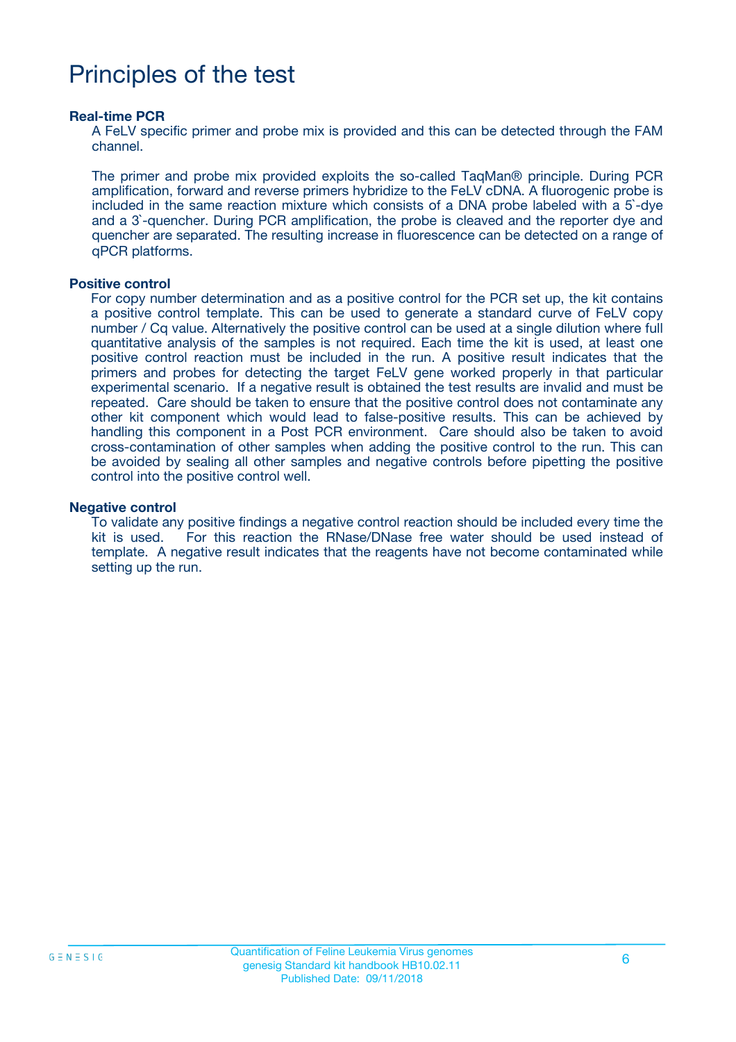# Principles of the test

**Real-time PCR**

A FeLV specific primer and probe mix is provided and this can be detected through the FAM channel.

The primer and probe mix provided exploits the so-called TaqMan® principle. During PCR amplification, forward and reverse primers hybridize to the FeLV cDNA. A fluorogenic probe is included in the same reaction mixture which consists of a DNA probe labeled with a 5`-dye and a 3`-quencher. During PCR amplification, the probe is cleaved and the reporter dye and quencher are separated. The resulting increase in fluorescence can be detected on a range of qPCR platforms.

**Positive control**

For copy number determination and as a positive control for the PCR set up, the kit contains a positive control template. This can be used to generate a standard curve of FeLV copy number / Cq value. Alternatively the positive control can be used at a single dilution where full quantitative analysis of the samples is not required. Each time the kit is used, at least one positive control reaction must be included in the run. A positive result indicates that the primers and probes for detecting the target FeLV gene worked properly in that particular experimental scenario. If a negative result is obtained the test results are invalid and must be repeated. Care should be taken to ensure that the positive control does not contaminate any other kit component which would lead to false-positive results. This can be achieved by handling this component in a Post PCR environment. Care should also be taken to avoid cross-contamination of other samples when adding the positive control to the run. This can be avoided by sealing all other samples and negative controls before pipetting the positive control into the positive control well.

**Negative control**

To validate any positive findings a negative control reaction should be included every time the kit is used. For this reaction the RNase/DNase free water should be used instead of template. A negative result indicates that the reagents have not become contaminated while setting up the run.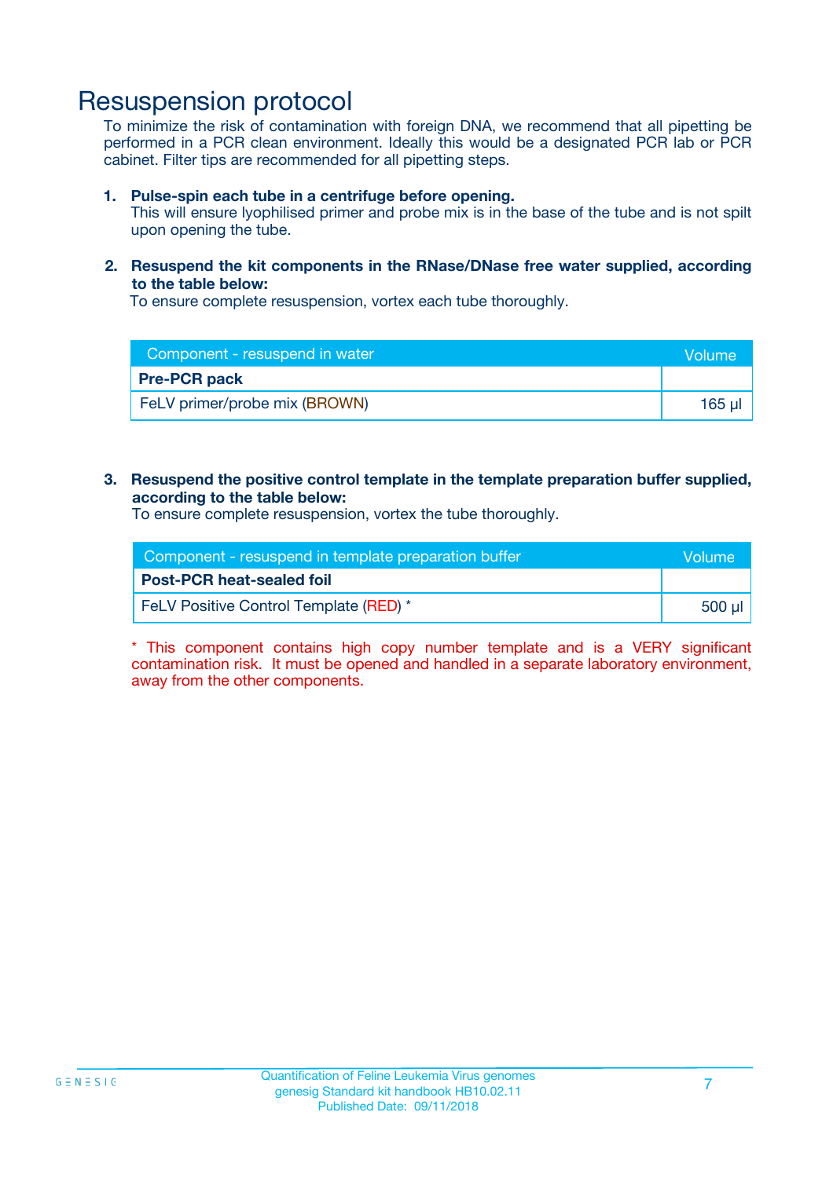# Resuspension protocol

To minimize the risk of contamination with foreign DNA, we recommend that all pipetting be performed in a PCR clean environment. Ideally this would be a designated PCR lab or PCR cabinet. Filter tips are recommended for all pipetting steps.

1. **Pulse-spin each tube in a centrifuge before opening.**
   This will ensure lyophilised primer and probe mix is in the base of the tube and is not spilt upon opening the tube.

2. **Resuspend the kit components in the RNase/DNase free water supplied, according to the table below:**
   To ensure complete resuspension, vortex each tube thoroughly.

| Component - resuspend in water | Volume |
|---|---|
| **Pre-PCR pack** | |
| FeLV primer/probe mix (BROWN) | 165 µl |

3. **Resuspend the positive control template in the template preparation buffer supplied, according to the table below:**
   To ensure complete resuspension, vortex the tube thoroughly.

| Component - resuspend in template preparation buffer | Volume |
|---|---|
| **Post-PCR heat-sealed foil** | |
| FeLV Positive Control Template (RED) * | 500 µl |

* This component contains high copy number template and is a VERY significant contamination risk. It must be opened and handled in a separate laboratory environment, away from the other components.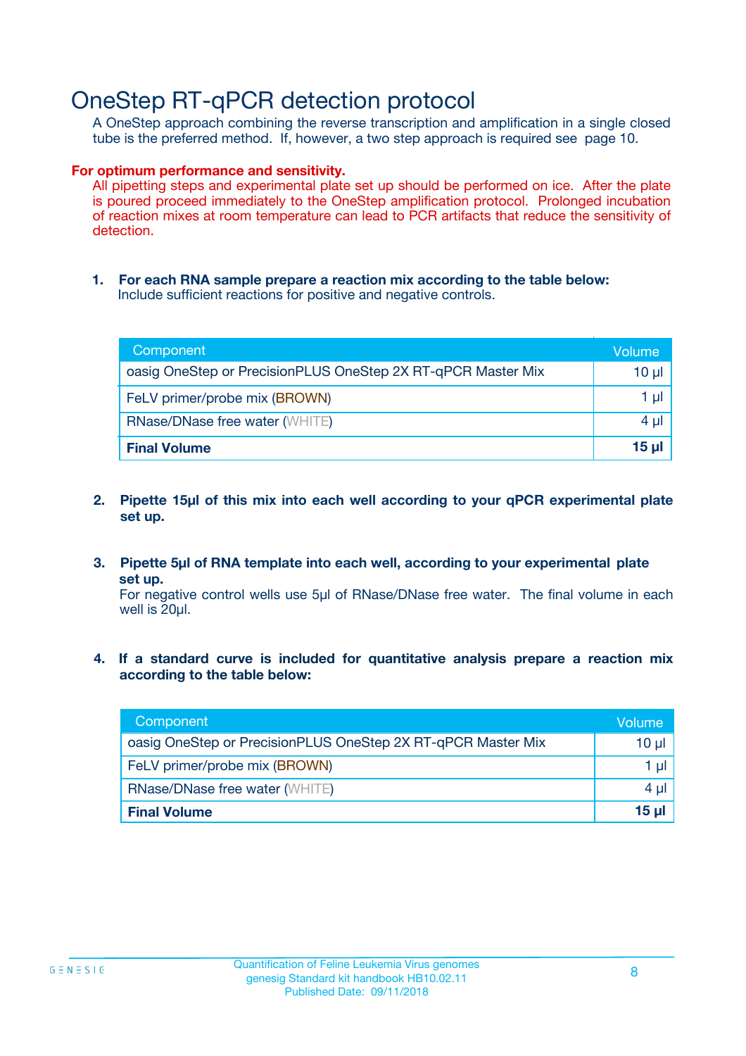# OneStep RT-qPCR detection protocol

A OneStep approach combining the reverse transcription and amplification in a single closed tube is the preferred method. If, however, a two step approach is required see page 10.

**For optimum performance and sensitivity.**

All pipetting steps and experimental plate set up should be performed on ice. After the plate is poured proceed immediately to the OneStep amplification protocol. Prolonged incubation of reaction mixes at room temperature can lead to PCR artifacts that reduce the sensitivity of detection.

1. **For each RNA sample prepare a reaction mix according to the table below:**
   Include sufficient reactions for positive and negative controls.

| Component | Volume |
|---|---|
| oasig OneStep or PrecisionPLUS OneStep 2X RT-qPCR Master Mix | 10 µl |
| FeLV primer/probe mix (BROWN) | 1 µl |
| RNase/DNase free water (WHITE) | 4 µl |
| **Final Volume** | **15 µl** |

2. **Pipette 15µl of this mix into each well according to your qPCR experimental plate set up.**

3. **Pipette 5µl of RNA template into each well, according to your experimental plate set up.**
   For negative control wells use 5µl of RNase/DNase free water. The final volume in each well is 20µl.

4. **If a standard curve is included for quantitative analysis prepare a reaction mix according to the table below:**

| Component | Volume |
|---|---|
| oasig OneStep or PrecisionPLUS OneStep 2X RT-qPCR Master Mix | 10 µl |
| FeLV primer/probe mix (BROWN) | 1 µl |
| RNase/DNase free water (WHITE) | 4 µl |
| **Final Volume** | **15 µl** |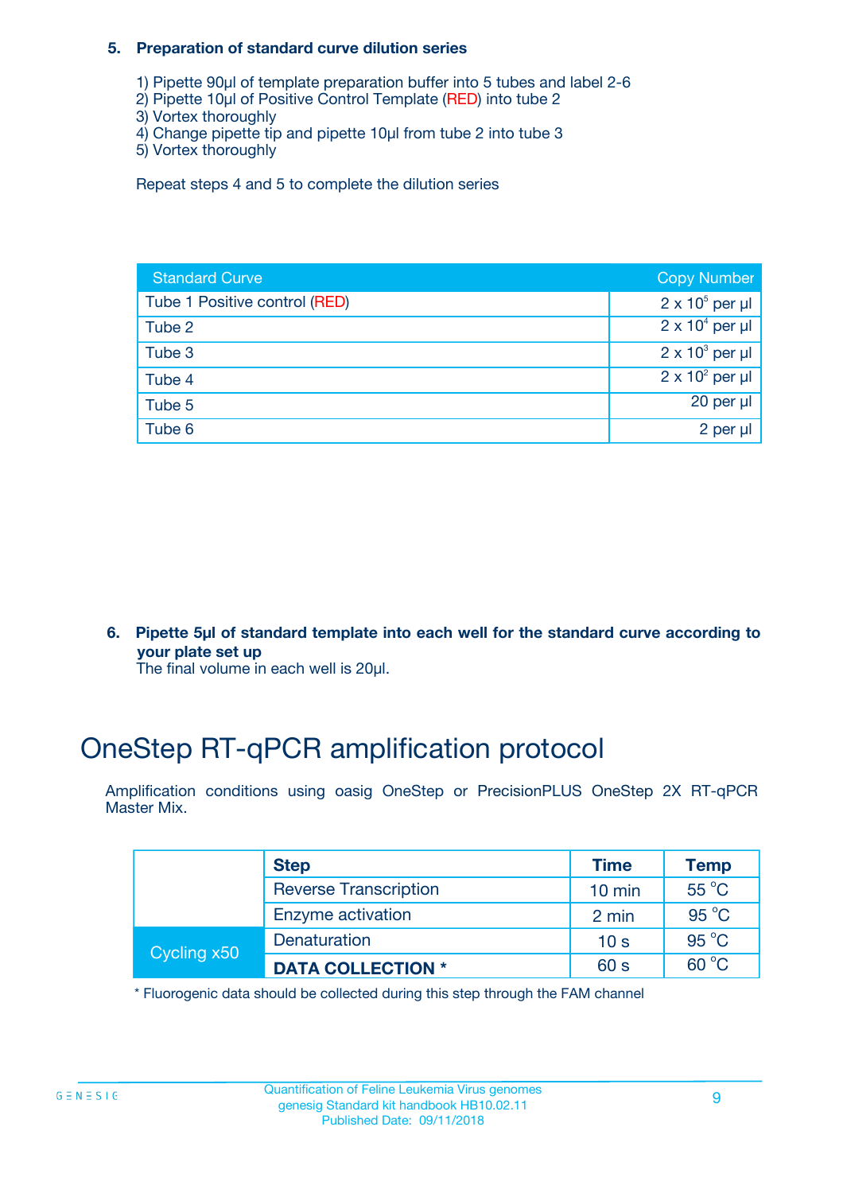### 5. Preparation of standard curve dilution series

1) Pipette 90µl of template preparation buffer into 5 tubes and label 2-6
2) Pipette 10µl of Positive Control Template (RED) into tube 2
3) Vortex thoroughly
4) Change pipette tip and pipette 10µl from tube 2 into tube 3
5) Vortex thoroughly

Repeat steps 4 and 5 to complete the dilution series

| Standard Curve | Copy Number |
| --- | --- |
| Tube 1 Positive control (RED) | $2 \times 10^5$ per µl |
| Tube 2 | $2 \times 10^4$ per µl |
| Tube 3 | $2 \times 10^3$ per µl |
| Tube 4 | $2 \times 10^2$ per µl |
| Tube 5 | 20 per µl |
| Tube 6 | 2 per µl |

### 6. Pipette 5µl of standard template into each well for the standard curve according to your plate set up

The final volume in each well is 20µl.

# OneStep RT-qPCR amplification protocol

Amplification conditions using oasig OneStep or PrecisionPLUS OneStep 2X RT-qPCR Master Mix.

| | Step | Time | Temp |
| --- | --- | --- | --- |
| | Reverse Transcription | 10 min | 55 °C |
| | Enzyme activation | 2 min | 95 °C |
| Cycling x50 | Denaturation | 10 s | 95 °C |
| | **DATA COLLECTION *** | 60 s | 60 °C |

* Fluorogenic data should be collected during this step through the FAM channel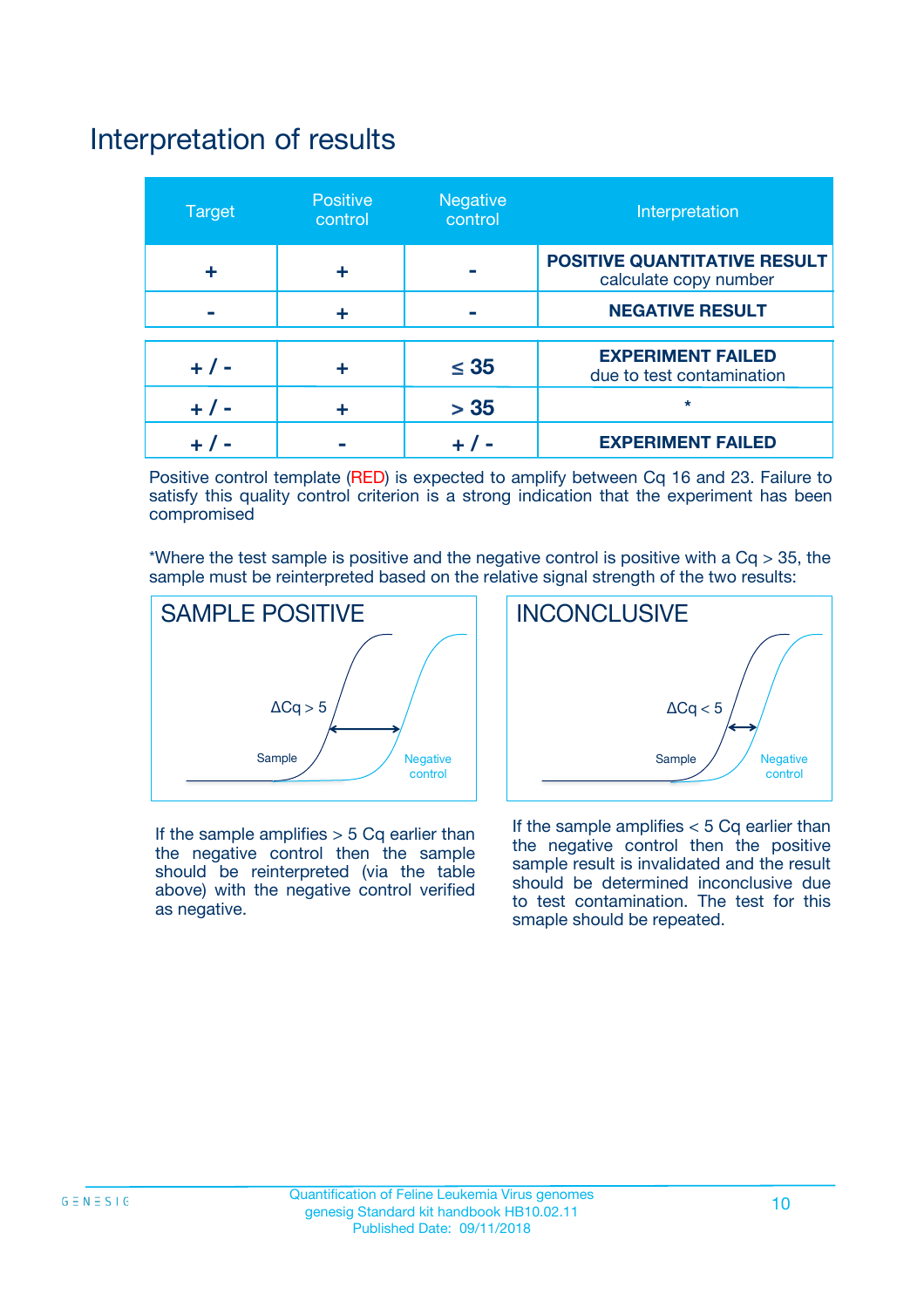# Interpretation of results

| Target | Positive control | Negative control | Interpretation |
|---|---|---|---|
| + | + | - | **POSITIVE QUANTITATIVE RESULT** calculate copy number |
| - | + | - | **NEGATIVE RESULT** |
| + / - | + | ≤ 35 | **EXPERIMENT FAILED** due to test contamination |
| + / - | + | > 35 | * |
| + / - | - | + / - | **EXPERIMENT FAILED** |

Positive control template (RED) is expected to amplify between Cq 16 and 23. Failure to satisfy this quality control criterion is a strong indication that the experiment has been compromised

*Where the test sample is positive and the negative control is positive with a Cq > 35, the sample must be reinterpreted based on the relative signal strength of the two results:

## SAMPLE POSITIVE

ΔCq > 5

Sample

Negative control

If the sample amplifies > 5 Cq earlier than the negative control then the sample should be reinterpreted (via the table above) with the negative control verified as negative.

## INCONCLUSIVE

ΔCq < 5

Sample

Negative control

If the sample amplifies < 5 Cq earlier than the negative control then the positive sample result is invalidated and the result should be determined inconclusive due to test contamination. The test for this smaple should be repeated.